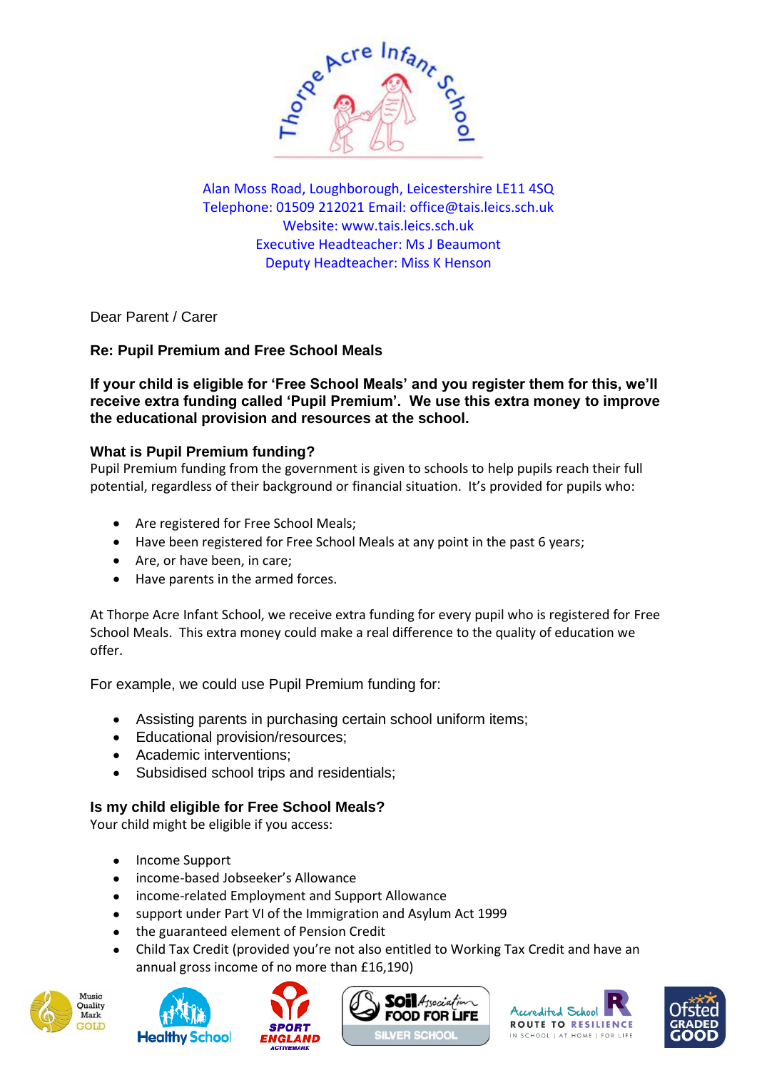Thorpe Acre Infant School

Alan Moss Road, Loughborough, Leicestershire LE11 4SQ
Telephone: 01509 212021 Email: office@tais.leics.sch.uk
Website: www.tais.leics.sch.uk
Executive Headteacher: Ms J Beaumont
Deputy Headteacher: Miss K Henson

Dear Parent / Carer

**Re: Pupil Premium and Free School Meals**

**If your child is eligible for 'Free School Meals' and you register them for this, we'll receive extra funding called 'Pupil Premium'. We use this extra money to improve the educational provision and resources at the school.**

### What is Pupil Premium funding?

Pupil Premium funding from the government is given to schools to help pupils reach their full potential, regardless of their background or financial situation. It's provided for pupils who:

- Are registered for Free School Meals;
- Have been registered for Free School Meals at any point in the past 6 years;
- Are, or have been, in care;
- Have parents in the armed forces.

At Thorpe Acre Infant School, we receive extra funding for every pupil who is registered for Free School Meals. This extra money could make a real difference to the quality of education we offer.

For example, we could use Pupil Premium funding for:

- Assisting parents in purchasing certain school uniform items;
- Educational provision/resources;
- Academic interventions;
- Subsidised school trips and residentials;

### Is my child eligible for Free School Meals?

Your child might be eligible if you access:

- Income Support
- income-based Jobseeker's Allowance
- income-related Employment and Support Allowance
- support under Part VI of the Immigration and Asylum Act 1999
- the guaranteed element of Pension Credit
- Child Tax Credit (provided you're not also entitled to Working Tax Credit and have an annual gross income of no more than £16,190)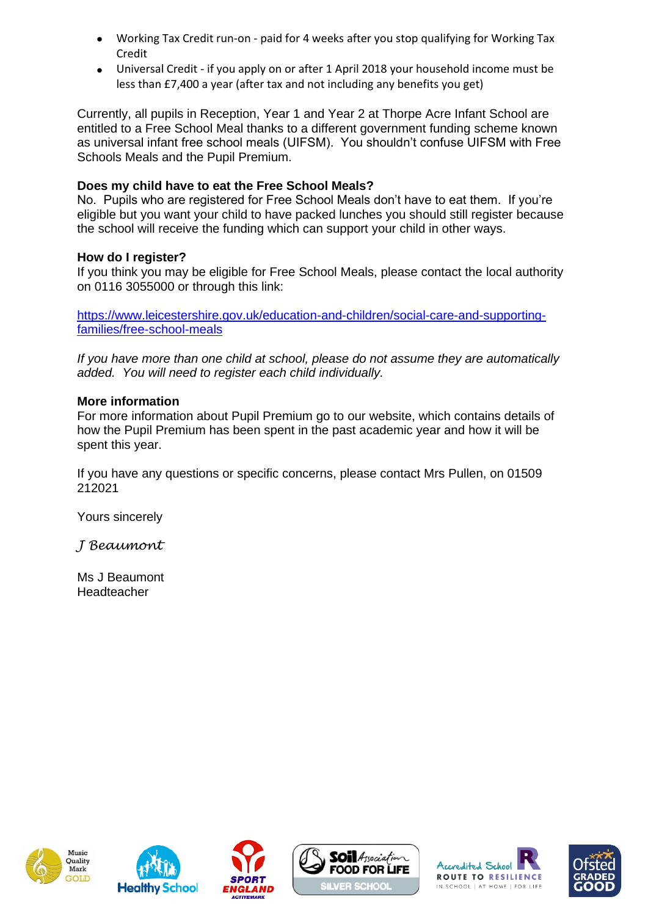- Working Tax Credit run-on - paid for 4 weeks after you stop qualifying for Working Tax Credit
- Universal Credit - if you apply on or after 1 April 2018 your household income must be less than £7,400 a year (after tax and not including any benefits you get)

Currently, all pupils in Reception, Year 1 and Year 2 at Thorpe Acre Infant School are entitled to a Free School Meal thanks to a different government funding scheme known as universal infant free school meals (UIFSM). You shouldn't confuse UIFSM with Free Schools Meals and the Pupil Premium.

**Does my child have to eat the Free School Meals?**
No. Pupils who are registered for Free School Meals don't have to eat them. If you're eligible but you want your child to have packed lunches you should still register because the school will receive the funding which can support your child in other ways.

**How do I register?**
If you think you may be eligible for Free School Meals, please contact the local authority on 0116 3055000 or through this link:

https://www.leicestershire.gov.uk/education-and-children/social-care-and-supporting-families/free-school-meals

*If you have more than one child at school, please do not assume they are automatically added. You will need to register each child individually.*

**More information**
For more information about Pupil Premium go to our website, which contains details of how the Pupil Premium has been spent in the past academic year and how it will be spent this year.

If you have any questions or specific concerns, please contact Mrs Pullen, on 01509 212021

Yours sincerely

*J Beaumont*

Ms J Beaumont
Headteacher